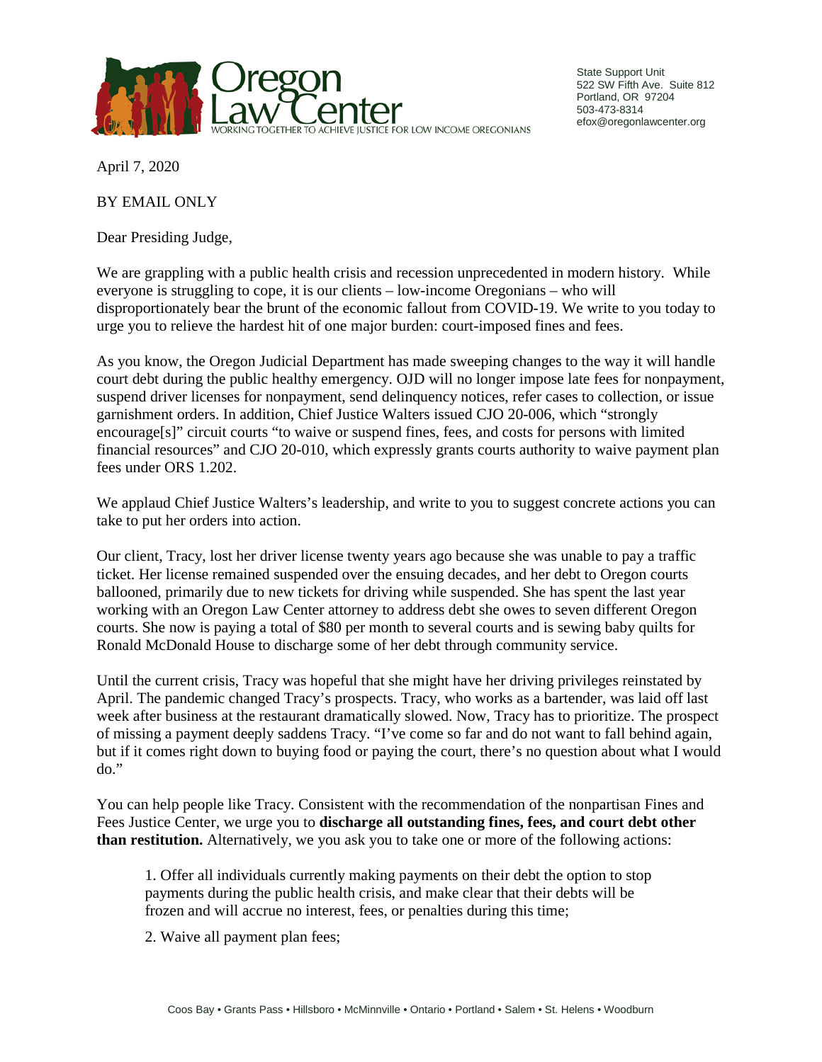Oregon Law Center

WORKING TOGETHER TO ACHIEVE JUSTICE FOR LOW INCOME OREGONIANS

State Support Unit
522 SW Fifth Ave. Suite 812
Portland, OR 97204
503-473-8314
efox@oregonlawcenter.org

April 7, 2020

BY EMAIL ONLY

Dear Presiding Judge,

We are grappling with a public health crisis and recession unprecedented in modern history. While everyone is struggling to cope, it is our clients – low-income Oregonians – who will disproportionately bear the brunt of the economic fallout from COVID-19. We write to you today to urge you to relieve the hardest hit of one major burden: court-imposed fines and fees.

As you know, the Oregon Judicial Department has made sweeping changes to the way it will handle court debt during the public healthy emergency. OJD will no longer impose late fees for nonpayment, suspend driver licenses for nonpayment, send delinquency notices, refer cases to collection, or issue garnishment orders. In addition, Chief Justice Walters issued CJO 20-006, which "strongly encourage[s]" circuit courts "to waive or suspend fines, fees, and costs for persons with limited financial resources" and CJO 20-010, which expressly grants courts authority to waive payment plan fees under ORS 1.202.

We applaud Chief Justice Walters's leadership, and write to you to suggest concrete actions you can take to put her orders into action.

Our client, Tracy, lost her driver license twenty years ago because she was unable to pay a traffic ticket. Her license remained suspended over the ensuing decades, and her debt to Oregon courts ballooned, primarily due to new tickets for driving while suspended. She has spent the last year working with an Oregon Law Center attorney to address debt she owes to seven different Oregon courts. She now is paying a total of $80 per month to several courts and is sewing baby quilts for Ronald McDonald House to discharge some of her debt through community service.

Until the current crisis, Tracy was hopeful that she might have her driving privileges reinstated by April. The pandemic changed Tracy's prospects. Tracy, who works as a bartender, was laid off last week after business at the restaurant dramatically slowed. Now, Tracy has to prioritize. The prospect of missing a payment deeply saddens Tracy. "I've come so far and do not want to fall behind again, but if it comes right down to buying food or paying the court, there's no question about what I would do."

You can help people like Tracy. Consistent with the recommendation of the nonpartisan Fines and Fees Justice Center, we urge you to **discharge all outstanding fines, fees, and court debt other than restitution.** Alternatively, we you ask you to take one or more of the following actions:

1. Offer all individuals currently making payments on their debt the option to stop payments during the public health crisis, and make clear that their debts will be frozen and will accrue no interest, fees, or penalties during this time;

2. Waive all payment plan fees;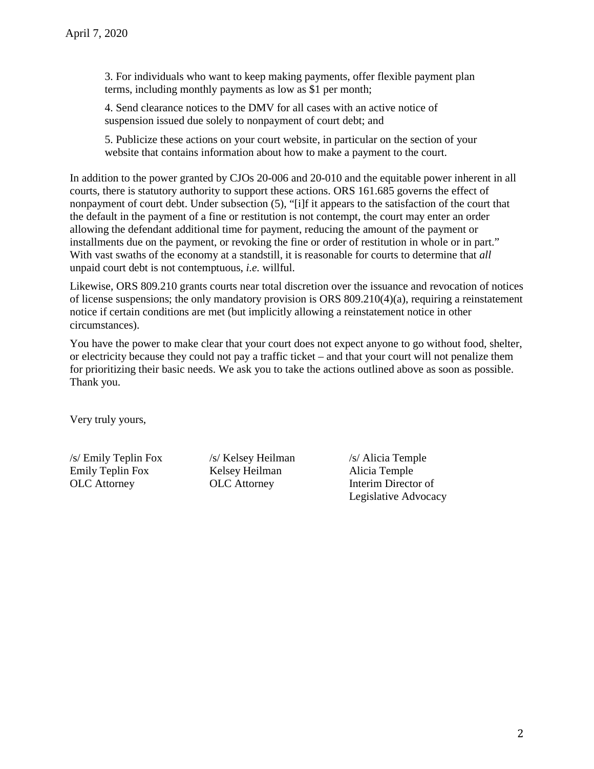3. For individuals who want to keep making payments, offer flexible payment plan terms, including monthly payments as low as $1 per month;

4. Send clearance notices to the DMV for all cases with an active notice of suspension issued due solely to nonpayment of court debt; and

5. Publicize these actions on your court website, in particular on the section of your website that contains information about how to make a payment to the court.

In addition to the power granted by CJOs 20-006 and 20-010 and the equitable power inherent in all courts, there is statutory authority to support these actions. ORS 161.685 governs the effect of nonpayment of court debt. Under subsection (5), "[i]f it appears to the satisfaction of the court that the default in the payment of a fine or restitution is not contempt, the court may enter an order allowing the defendant additional time for payment, reducing the amount of the payment or installments due on the payment, or revoking the fine or order of restitution in whole or in part." With vast swaths of the economy at a standstill, it is reasonable for courts to determine that *all* unpaid court debt is not contemptuous, *i.e.* willful.

Likewise, ORS 809.210 grants courts near total discretion over the issuance and revocation of notices of license suspensions; the only mandatory provision is ORS 809.210(4)(a), requiring a reinstatement notice if certain conditions are met (but implicitly allowing a reinstatement notice in other circumstances).

You have the power to make clear that your court does not expect anyone to go without food, shelter, or electricity because they could not pay a traffic ticket – and that your court will not penalize them for prioritizing their basic needs. We ask you to take the actions outlined above as soon as possible. Thank you.

Very truly yours,

/s/ Emily Teplin Fox
Emily Teplin Fox
OLC Attorney

/s/ Kelsey Heilman
Kelsey Heilman
OLC Attorney

/s/ Alicia Temple
Alicia Temple
Interim Director of Legislative Advocacy